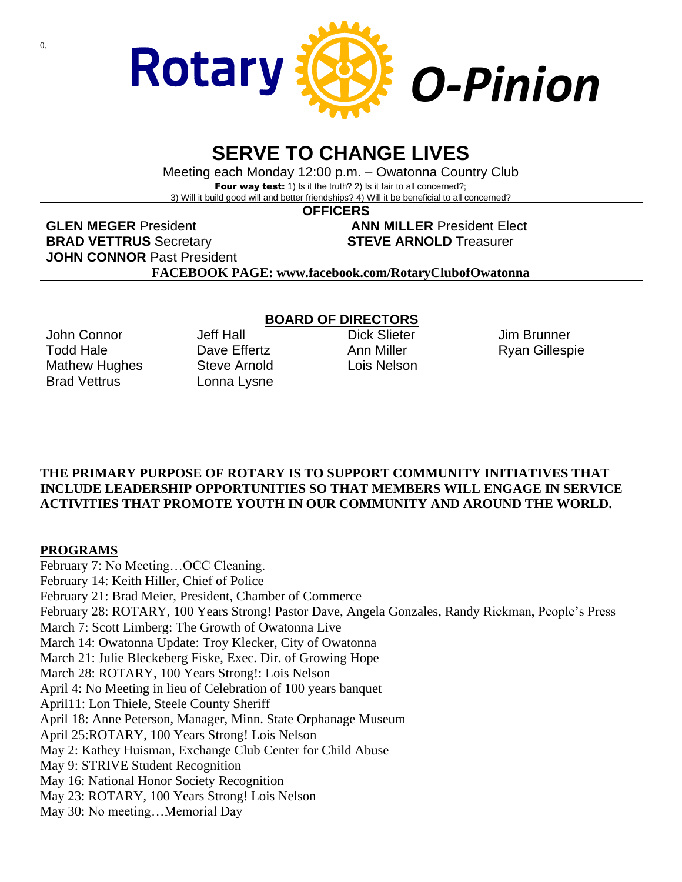0.

# Rotary O-Pinion

## SERVE TO CHANGE LIVES

Meeting each Monday 12:00 p.m. – Owatonna Country Club

**Four way test:** 1) Is it the truth? 2) Is it fair to all concerned?; 3) Will it build good will and better friendships? 4) Will it be beneficial to all concerned?

**OFFICERS**

**GLEN MEGER** President
**ANN MILLER** President Elect
**BRAD VETTRUS** Secretary
**STEVE ARNOLD** Treasurer
**JOHN CONNOR** Past President

**FACEBOOK PAGE: www.facebook.com/RotaryClubofOwatonna**

**BOARD OF DIRECTORS**

| | | | |
|---|---|---|---|
| John Connor | Jeff Hall | Dick Slieter | Jim Brunner |
| Todd Hale | Dave Effertz | Ann Miller | Ryan Gillespie |
| Mathew Hughes | Steve Arnold | Lois Nelson | |
| Brad Vettrus | Lonna Lysne | | |

**THE PRIMARY PURPOSE OF ROTARY IS TO SUPPORT COMMUNITY INITIATIVES THAT INCLUDE LEADERSHIP OPPORTUNITIES SO THAT MEMBERS WILL ENGAGE IN SERVICE ACTIVITIES THAT PROMOTE YOUTH IN OUR COMMUNITY AND AROUND THE WORLD.**

**PROGRAMS**

February 7: No Meeting…OCC Cleaning.
February 14: Keith Hiller, Chief of Police
February 21: Brad Meier, President, Chamber of Commerce
February 28: ROTARY, 100 Years Strong! Pastor Dave, Angela Gonzales, Randy Rickman, People's Press
March 7: Scott Limberg: The Growth of Owatonna Live
March 14: Owatonna Update: Troy Klecker, City of Owatonna
March 21: Julie Bleckeberg Fiske, Exec. Dir. of Growing Hope
March 28: ROTARY, 100 Years Strong!: Lois Nelson
April 4: No Meeting in lieu of Celebration of 100 years banquet
April11: Lon Thiele, Steele County Sheriff
April 18: Anne Peterson, Manager, Minn. State Orphanage Museum
April 25:ROTARY, 100 Years Strong! Lois Nelson
May 2: Kathey Huisman, Exchange Club Center for Child Abuse
May 9: STRIVE Student Recognition
May 16: National Honor Society Recognition
May 23: ROTARY, 100 Years Strong! Lois Nelson
May 30: No meeting…Memorial Day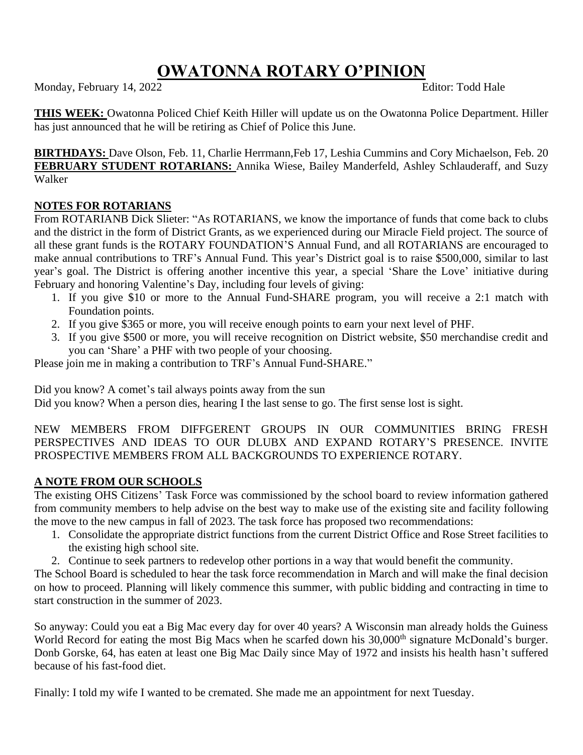# OWATONNA ROTARY O'PINION

Monday, February 14, 2022 Editor: Todd Hale

**THIS WEEK:** Owatonna Policed Chief Keith Hiller will update us on the Owatonna Police Department. Hiller has just announced that he will be retiring as Chief of Police this June.

**BIRTHDAYS:** Dave Olson, Feb. 11, Charlie Herrmann,Feb 17, Leshia Cummins and Cory Michaelson, Feb. 20
**FEBRUARY STUDENT ROTARIANS:** Annika Wiese, Bailey Manderfeld, Ashley Schlauderaff, and Suzy Walker

**NOTES FOR ROTARIANS**

From ROTARIANB Dick Slieter: "As ROTARIANS, we know the importance of funds that come back to clubs and the district in the form of District Grants, as we experienced during our Miracle Field project. The source of all these grant funds is the ROTARY FOUNDATION'S Annual Fund, and all ROTARIANS are encouraged to make annual contributions to TRF's Annual Fund. This year's District goal is to raise $500,000, similar to last year's goal. The District is offering another incentive this year, a special 'Share the Love' initiative during February and honoring Valentine's Day, including four levels of giving:

1. If you give $10 or more to the Annual Fund-SHARE program, you will receive a 2:1 match with Foundation points.
2. If you give $365 or more, you will receive enough points to earn your next level of PHF.
3. If you give $500 or more, you will receive recognition on District website, $50 merchandise credit and you can 'Share' a PHF with two people of your choosing.

Please join me in making a contribution to TRF's Annual Fund-SHARE."

Did you know? A comet's tail always points away from the sun
Did you know? When a person dies, hearing I the last sense to go. The first sense lost is sight.

NEW MEMBERS FROM DIFFGERENT GROUPS IN OUR COMMUNITIES BRING FRESH PERSPECTIVES AND IDEAS TO OUR DLUBX AND EXPAND ROTARY'S PRESENCE. INVITE PROSPECTIVE MEMBERS FROM ALL BACKGROUNDS TO EXPERIENCE ROTARY.

**A NOTE FROM OUR SCHOOLS**

The existing OHS Citizens' Task Force was commissioned by the school board to review information gathered from community members to help advise on the best way to make use of the existing site and facility following the move to the new campus in fall of 2023. The task force has proposed two recommendations:

1. Consolidate the appropriate district functions from the current District Office and Rose Street facilities to the existing high school site.
2. Continue to seek partners to redevelop other portions in a way that would benefit the community.

The School Board is scheduled to hear the task force recommendation in March and will make the final decision on how to proceed. Planning will likely commence this summer, with public bidding and contracting in time to start construction in the summer of 2023.

So anyway: Could you eat a Big Mac every day for over 40 years? A Wisconsin man already holds the Guiness World Record for eating the most Big Macs when he scarfed down his 30,000th signature McDonald's burger. Donb Gorske, 64, has eaten at least one Big Mac Daily since May of 1972 and insists his health hasn't suffered because of his fast-food diet.

Finally: I told my wife I wanted to be cremated. She made me an appointment for next Tuesday.